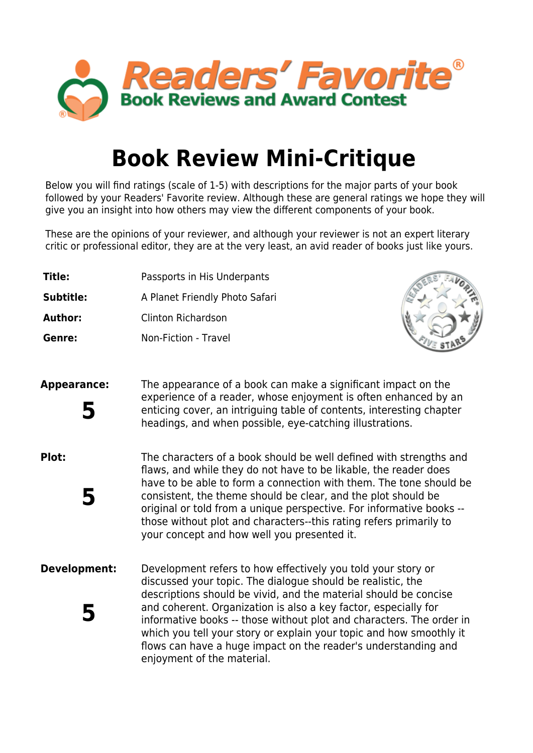# Readers' Favorite®

## Book Reviews and Award Contest

# Book Review Mini-Critique

Below you will find ratings (scale of 1-5) with descriptions for the major parts of your book followed by your Readers' Favorite review. Although these are general ratings we hope they will give you an insight into how others may view the different components of your book.

These are the opinions of your reviewer, and although your reviewer is not an expert literary critic or professional editor, they are at the very least, an avid reader of books just like yours.

**Title:** Passports in His Underpants

**Subtitle:** A Planet Friendly Photo Safari

**Author:** Clinton Richardson

**Genre:** Non-Fiction - Travel

**Appearance: 5**

The appearance of a book can make a significant impact on the experience of a reader, whose enjoyment is often enhanced by an enticing cover, an intriguing table of contents, interesting chapter headings, and when possible, eye-catching illustrations.

**Plot: 5**

The characters of a book should be well defined with strengths and flaws, and while they do not have to be likable, the reader does have to be able to form a connection with them. The tone should be consistent, the theme should be clear, and the plot should be original or told from a unique perspective. For informative books -- those without plot and characters--this rating refers primarily to your concept and how well you presented it.

**Development: 5**

Development refers to how effectively you told your story or discussed your topic. The dialogue should be realistic, the descriptions should be vivid, and the material should be concise and coherent. Organization is also a key factor, especially for informative books -- those without plot and characters. The order in which you tell your story or explain your topic and how smoothly it flows can have a huge impact on the reader's understanding and enjoyment of the material.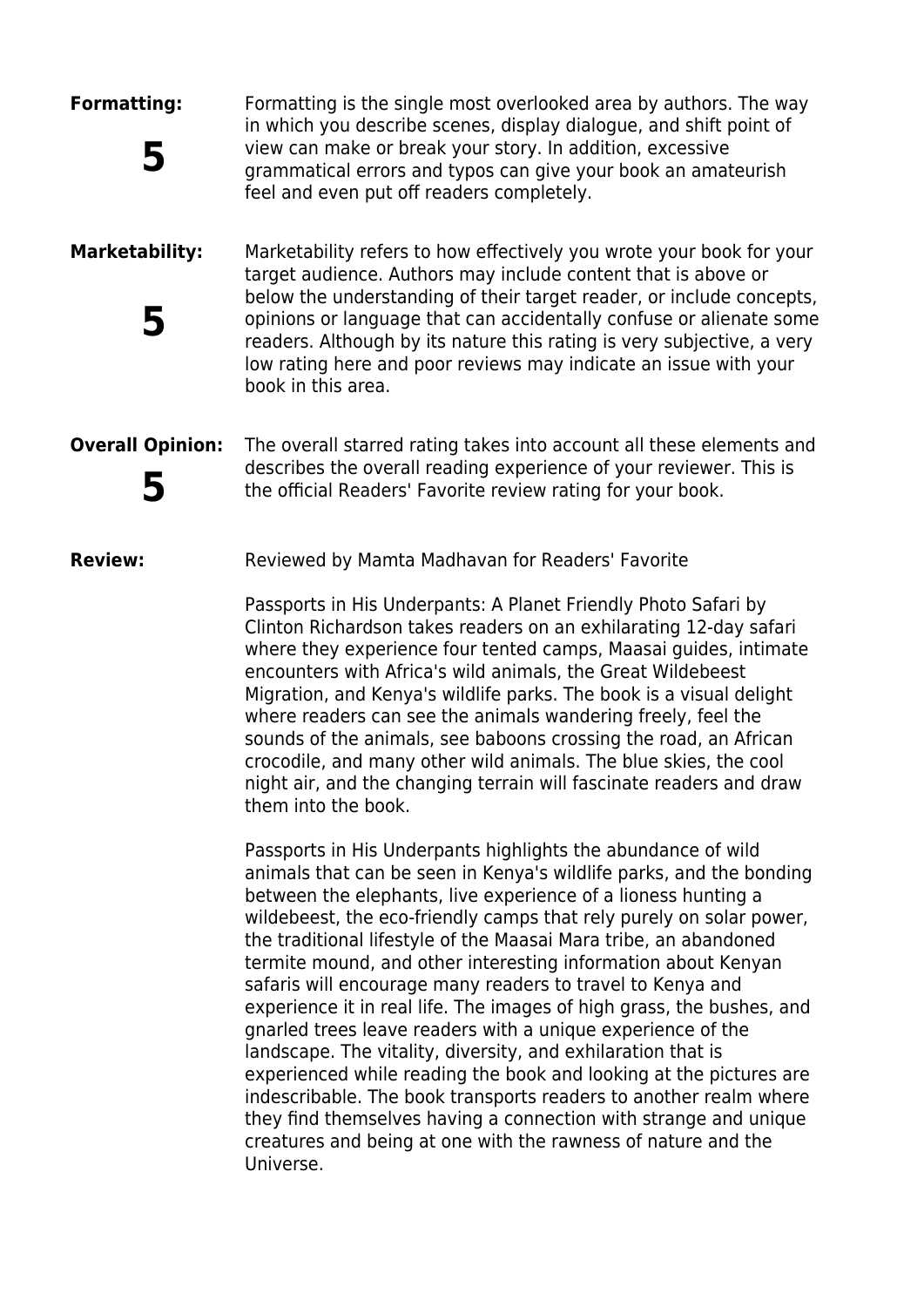**Formatting:**

**5**

Formatting is the single most overlooked area by authors. The way in which you describe scenes, display dialogue, and shift point of view can make or break your story. In addition, excessive grammatical errors and typos can give your book an amateurish feel and even put off readers completely.

**Marketability:**

**5**

Marketability refers to how effectively you wrote your book for your target audience. Authors may include content that is above or below the understanding of their target reader, or include concepts, opinions or language that can accidentally confuse or alienate some readers. Although by its nature this rating is very subjective, a very low rating here and poor reviews may indicate an issue with your book in this area.

**Overall Opinion:**

**5**

The overall starred rating takes into account all these elements and describes the overall reading experience of your reviewer. This is the official Readers' Favorite review rating for your book.

**Review:**

Reviewed by Mamta Madhavan for Readers' Favorite

Passports in His Underpants: A Planet Friendly Photo Safari by Clinton Richardson takes readers on an exhilarating 12-day safari where they experience four tented camps, Maasai guides, intimate encounters with Africa's wild animals, the Great Wildebeest Migration, and Kenya's wildlife parks. The book is a visual delight where readers can see the animals wandering freely, feel the sounds of the animals, see baboons crossing the road, an African crocodile, and many other wild animals. The blue skies, the cool night air, and the changing terrain will fascinate readers and draw them into the book.

Passports in His Underpants highlights the abundance of wild animals that can be seen in Kenya's wildlife parks, and the bonding between the elephants, live experience of a lioness hunting a wildebeest, the eco-friendly camps that rely purely on solar power, the traditional lifestyle of the Maasai Mara tribe, an abandoned termite mound, and other interesting information about Kenyan safaris will encourage many readers to travel to Kenya and experience it in real life. The images of high grass, the bushes, and gnarled trees leave readers with a unique experience of the landscape. The vitality, diversity, and exhilaration that is experienced while reading the book and looking at the pictures are indescribable. The book transports readers to another realm where they find themselves having a connection with strange and unique creatures and being at one with the rawness of nature and the Universe.